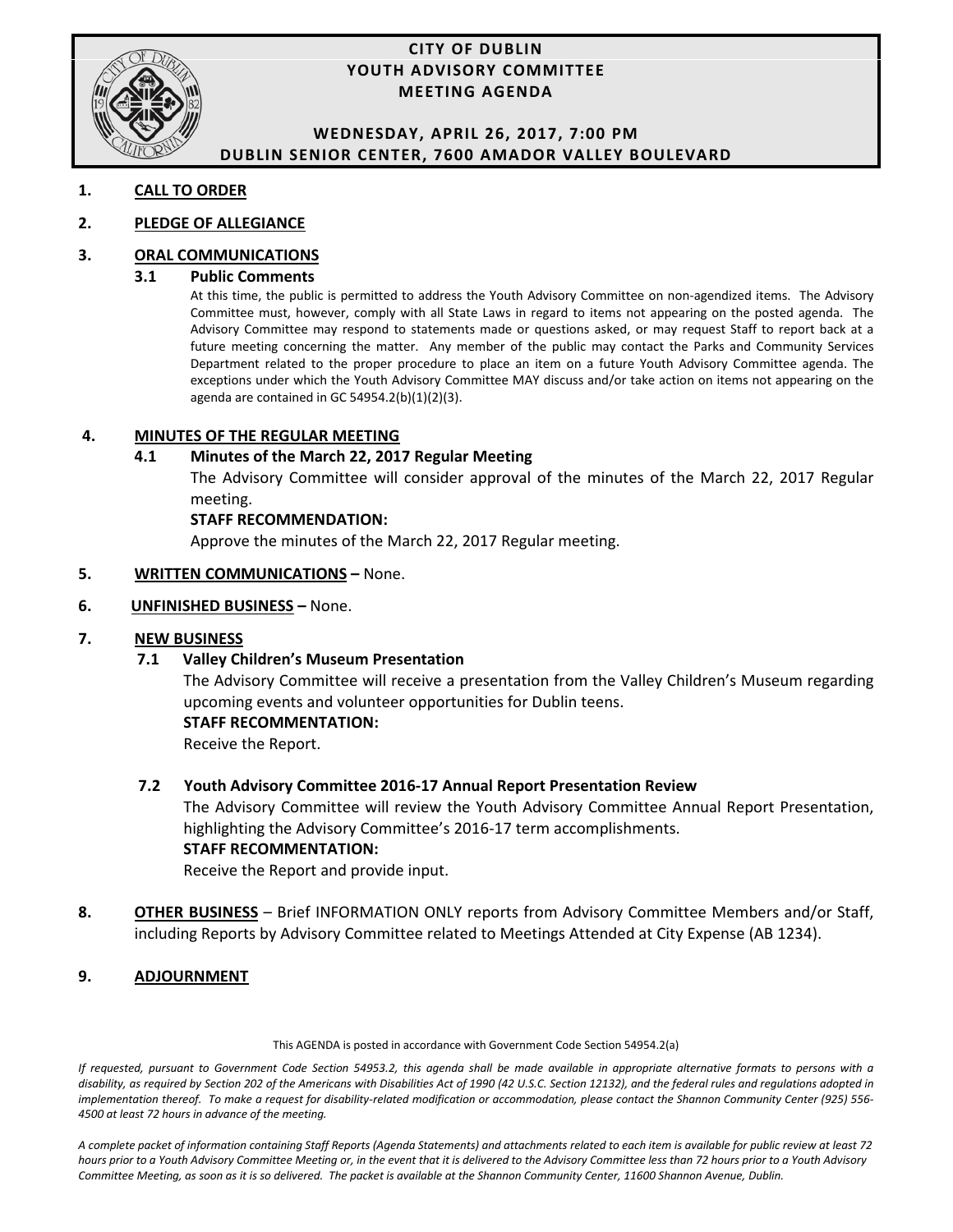# CITY OF DUBLIN
## YOUTH ADVISORY COMMITTEE
## MEETING AGENDA

### WEDNESDAY, APRIL 26, 2017, 7:00 PM
### DUBLIN SENIOR CENTER, 7600 AMADOR VALLEY BOULEVARD

**1. CALL TO ORDER**

**2. PLEDGE OF ALLEGIANCE**

**3. ORAL COMMUNICATIONS**

**3.1 Public Comments**

At this time, the public is permitted to address the Youth Advisory Committee on non-agendized items. The Advisory Committee must, however, comply with all State Laws in regard to items not appearing on the posted agenda. The Advisory Committee may respond to statements made or questions asked, or may request Staff to report back at a future meeting concerning the matter. Any member of the public may contact the Parks and Community Services Department related to the proper procedure to place an item on a future Youth Advisory Committee agenda. The exceptions under which the Youth Advisory Committee MAY discuss and/or take action on items not appearing on the agenda are contained in GC 54954.2(b)(1)(2)(3).

**4. MINUTES OF THE REGULAR MEETING**

**4.1 Minutes of the March 22, 2017 Regular Meeting**

The Advisory Committee will consider approval of the minutes of the March 22, 2017 Regular meeting.

**STAFF RECOMMENDATION:**

Approve the minutes of the March 22, 2017 Regular meeting.

**5. WRITTEN COMMUNICATIONS** – None.

**6. UNFINISHED BUSINESS** – None.

**7. NEW BUSINESS**

**7.1 Valley Children's Museum Presentation**

The Advisory Committee will receive a presentation from the Valley Children's Museum regarding upcoming events and volunteer opportunities for Dublin teens.

**STAFF RECOMMENTATION:**

Receive the Report.

**7.2 Youth Advisory Committee 2016-17 Annual Report Presentation Review**

The Advisory Committee will review the Youth Advisory Committee Annual Report Presentation, highlighting the Advisory Committee's 2016-17 term accomplishments.

**STAFF RECOMMENTATION:**

Receive the Report and provide input.

**8. OTHER BUSINESS** – Brief INFORMATION ONLY reports from Advisory Committee Members and/or Staff, including Reports by Advisory Committee related to Meetings Attended at City Expense (AB 1234).

**9. ADJOURNMENT**

This AGENDA is posted in accordance with Government Code Section 54954.2(a)

*If requested, pursuant to Government Code Section 54953.2, this agenda shall be made available in appropriate alternative formats to persons with a disability, as required by Section 202 of the Americans with Disabilities Act of 1990 (42 U.S.C. Section 12132), and the federal rules and regulations adopted in implementation thereof. To make a request for disability-related modification or accommodation, please contact the Shannon Community Center (925) 556-4500 at least 72 hours in advance of the meeting.*

*A complete packet of information containing Staff Reports (Agenda Statements) and attachments related to each item is available for public review at least 72 hours prior to a Youth Advisory Committee Meeting or, in the event that it is delivered to the Advisory Committee less than 72 hours prior to a Youth Advisory Committee Meeting, as soon as it is so delivered. The packet is available at the Shannon Community Center, 11600 Shannon Avenue, Dublin.*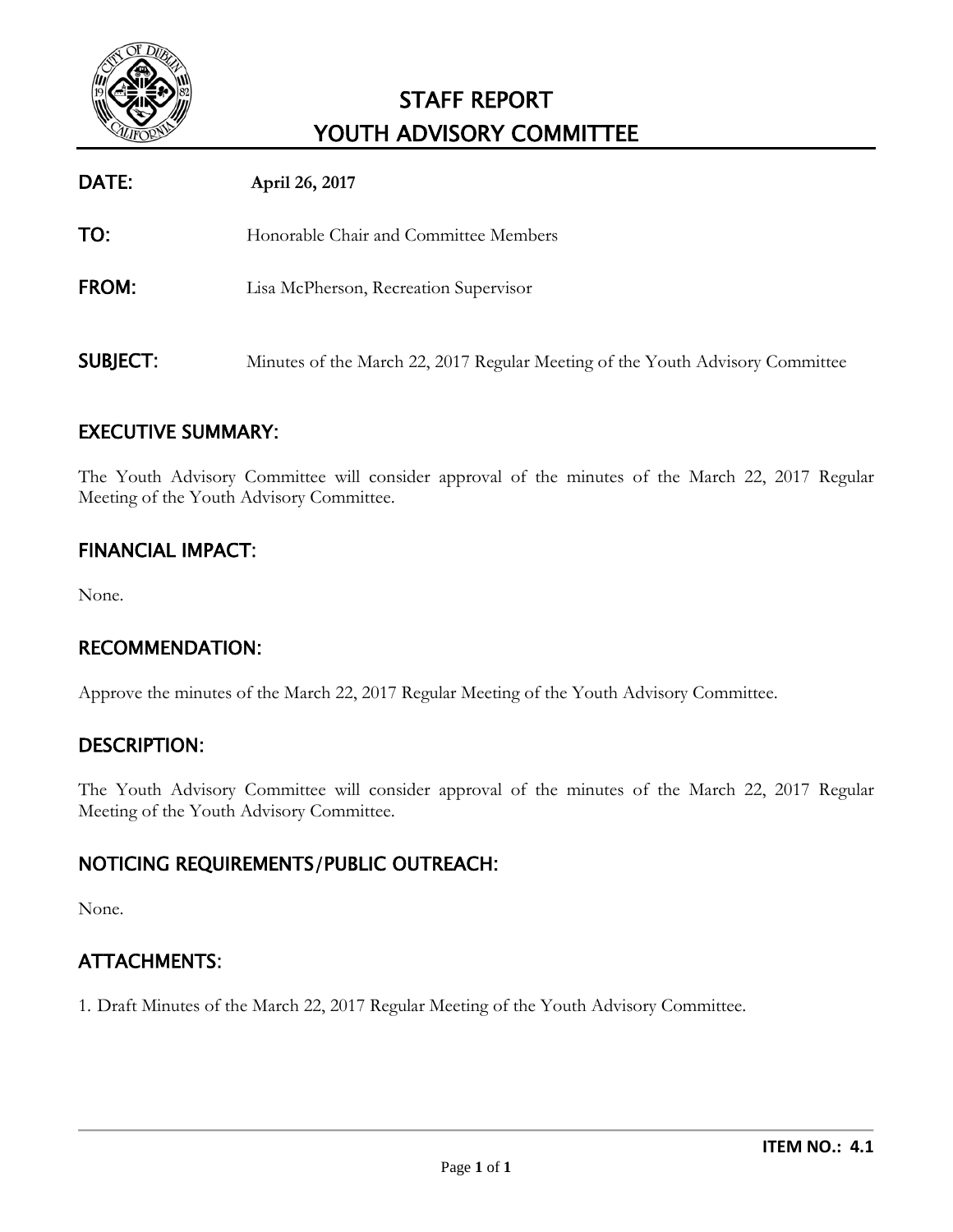# STAFF REPORT
# YOUTH ADVISORY COMMITTEE

**DATE:** **April 26, 2017**

**TO:** Honorable Chair and Committee Members

**FROM:** Lisa McPherson, Recreation Supervisor

**SUBJECT:** Minutes of the March 22, 2017 Regular Meeting of the Youth Advisory Committee

## EXECUTIVE SUMMARY:

The Youth Advisory Committee will consider approval of the minutes of the March 22, 2017 Regular Meeting of the Youth Advisory Committee.

## FINANCIAL IMPACT:

None.

## RECOMMENDATION:

Approve the minutes of the March 22, 2017 Regular Meeting of the Youth Advisory Committee.

## DESCRIPTION:

The Youth Advisory Committee will consider approval of the minutes of the March 22, 2017 Regular Meeting of the Youth Advisory Committee.

## NOTICING REQUIREMENTS/PUBLIC OUTREACH:

None.

## ATTACHMENTS:

1. Draft Minutes of the March 22, 2017 Regular Meeting of the Youth Advisory Committee.

**ITEM NO.: 4.1**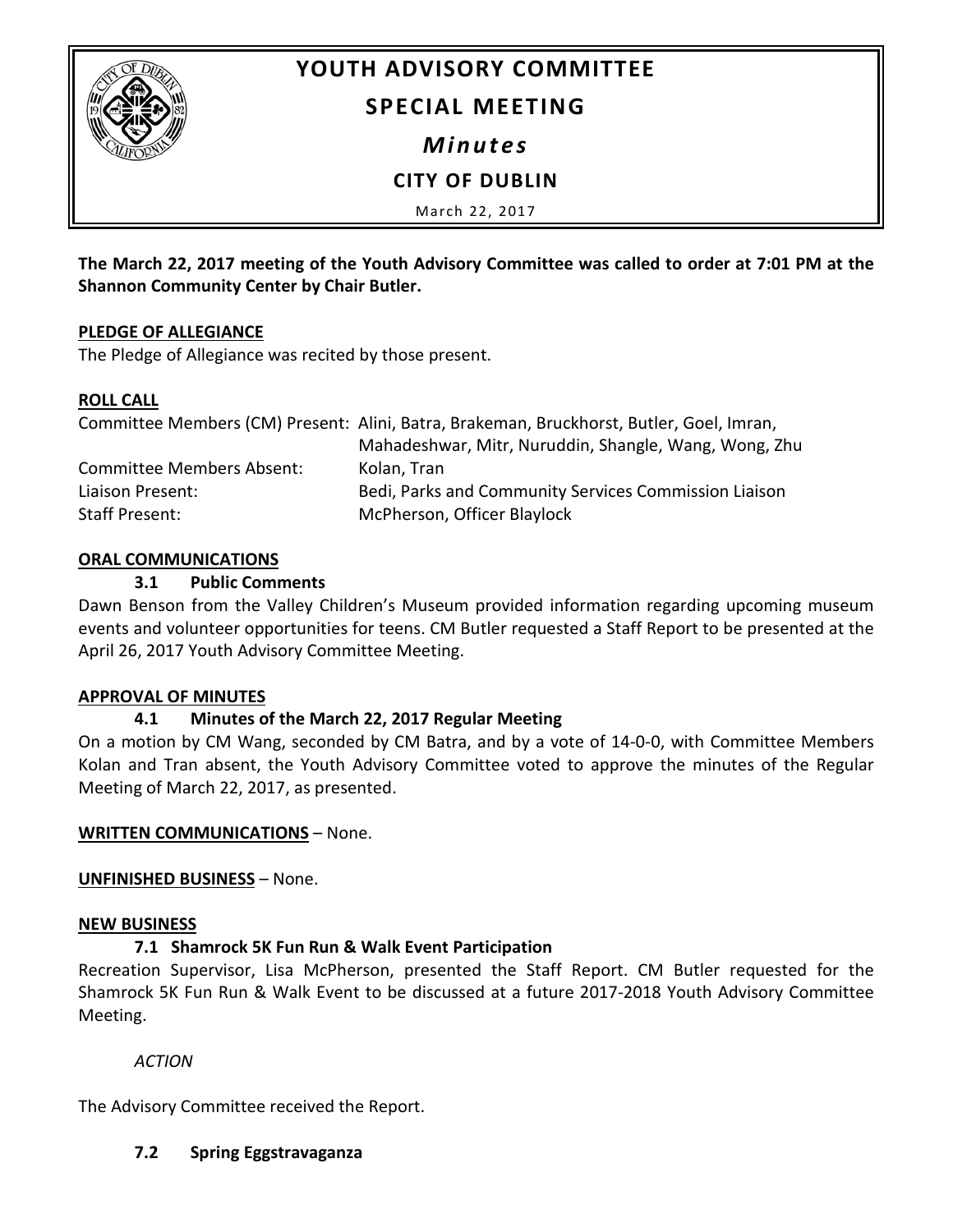# YOUTH ADVISORY COMMITTEE

## SPECIAL MEETING

### *Minutes*

### CITY OF DUBLIN

March 22, 2017

**The March 22, 2017 meeting of the Youth Advisory Committee was called to order at 7:01 PM at the Shannon Community Center by Chair Butler.**

**PLEDGE OF ALLEGIANCE**

The Pledge of Allegiance was recited by those present.

**ROLL CALL**

| | |
|---|---|
| Committee Members (CM) Present: | Alini, Batra, Brakeman, Bruckhorst, Butler, Goel, Imran, Mahadeshwar, Mitr, Nuruddin, Shangle, Wang, Wong, Zhu |
| Committee Members Absent: | Kolan, Tran |
| Liaison Present: | Bedi, Parks and Community Services Commission Liaison |
| Staff Present: | McPherson, Officer Blaylock |

**ORAL COMMUNICATIONS**

**3.1 Public Comments**

Dawn Benson from the Valley Children's Museum provided information regarding upcoming museum events and volunteer opportunities for teens. CM Butler requested a Staff Report to be presented at the April 26, 2017 Youth Advisory Committee Meeting.

**APPROVAL OF MINUTES**

**4.1 Minutes of the March 22, 2017 Regular Meeting**

On a motion by CM Wang, seconded by CM Batra, and by a vote of 14-0-0, with Committee Members Kolan and Tran absent, the Youth Advisory Committee voted to approve the minutes of the Regular Meeting of March 22, 2017, as presented.

**WRITTEN COMMUNICATIONS** – None.

**UNFINISHED BUSINESS** – None.

**NEW BUSINESS**

**7.1 Shamrock 5K Fun Run & Walk Event Participation**

Recreation Supervisor, Lisa McPherson, presented the Staff Report. CM Butler requested for the Shamrock 5K Fun Run & Walk Event to be discussed at a future 2017-2018 Youth Advisory Committee Meeting.

*ACTION*

The Advisory Committee received the Report.

**7.2 Spring Eggstravaganza**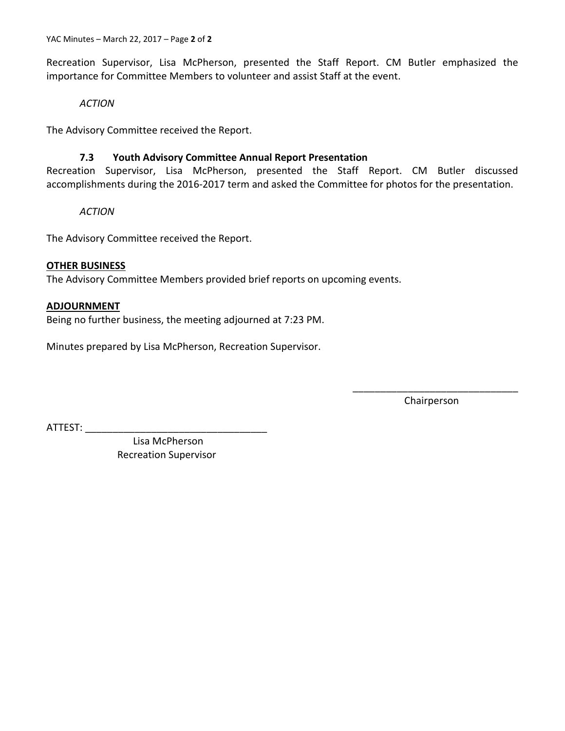Recreation Supervisor, Lisa McPherson, presented the Staff Report. CM Butler emphasized the importance for Committee Members to volunteer and assist Staff at the event.

*ACTION*

The Advisory Committee received the Report.

### 7.3 Youth Advisory Committee Annual Report Presentation

Recreation Supervisor, Lisa McPherson, presented the Staff Report. CM Butler discussed accomplishments during the 2016-2017 term and asked the Committee for photos for the presentation.

*ACTION*

The Advisory Committee received the Report.

**OTHER BUSINESS**

The Advisory Committee Members provided brief reports on upcoming events.

**ADJOURNMENT**

Being no further business, the meeting adjourned at 7:23 PM.

Minutes prepared by Lisa McPherson, Recreation Supervisor.

______________________________
Chairperson

ATTEST: ________________________________
Lisa McPherson
Recreation Supervisor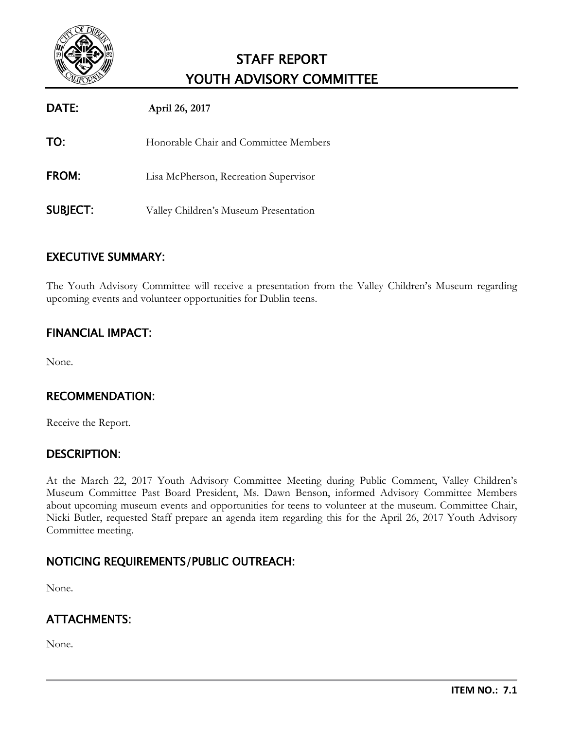# STAFF REPORT
# YOUTH ADVISORY COMMITTEE

**DATE:** **April 26, 2017**

**TO:** Honorable Chair and Committee Members

**FROM:** Lisa McPherson, Recreation Supervisor

**SUBJECT:** Valley Children's Museum Presentation

## EXECUTIVE SUMMARY:

The Youth Advisory Committee will receive a presentation from the Valley Children's Museum regarding upcoming events and volunteer opportunities for Dublin teens.

## FINANCIAL IMPACT:

None.

## RECOMMENDATION:

Receive the Report.

## DESCRIPTION:

At the March 22, 2017 Youth Advisory Committee Meeting during Public Comment, Valley Children's Museum Committee Past Board President, Ms. Dawn Benson, informed Advisory Committee Members about upcoming museum events and opportunities for teens to volunteer at the museum. Committee Chair, Nicki Butler, requested Staff prepare an agenda item regarding this for the April 26, 2017 Youth Advisory Committee meeting.

## NOTICING REQUIREMENTS/PUBLIC OUTREACH:

None.

## ATTACHMENTS:

None.

**ITEM NO.: 7.1**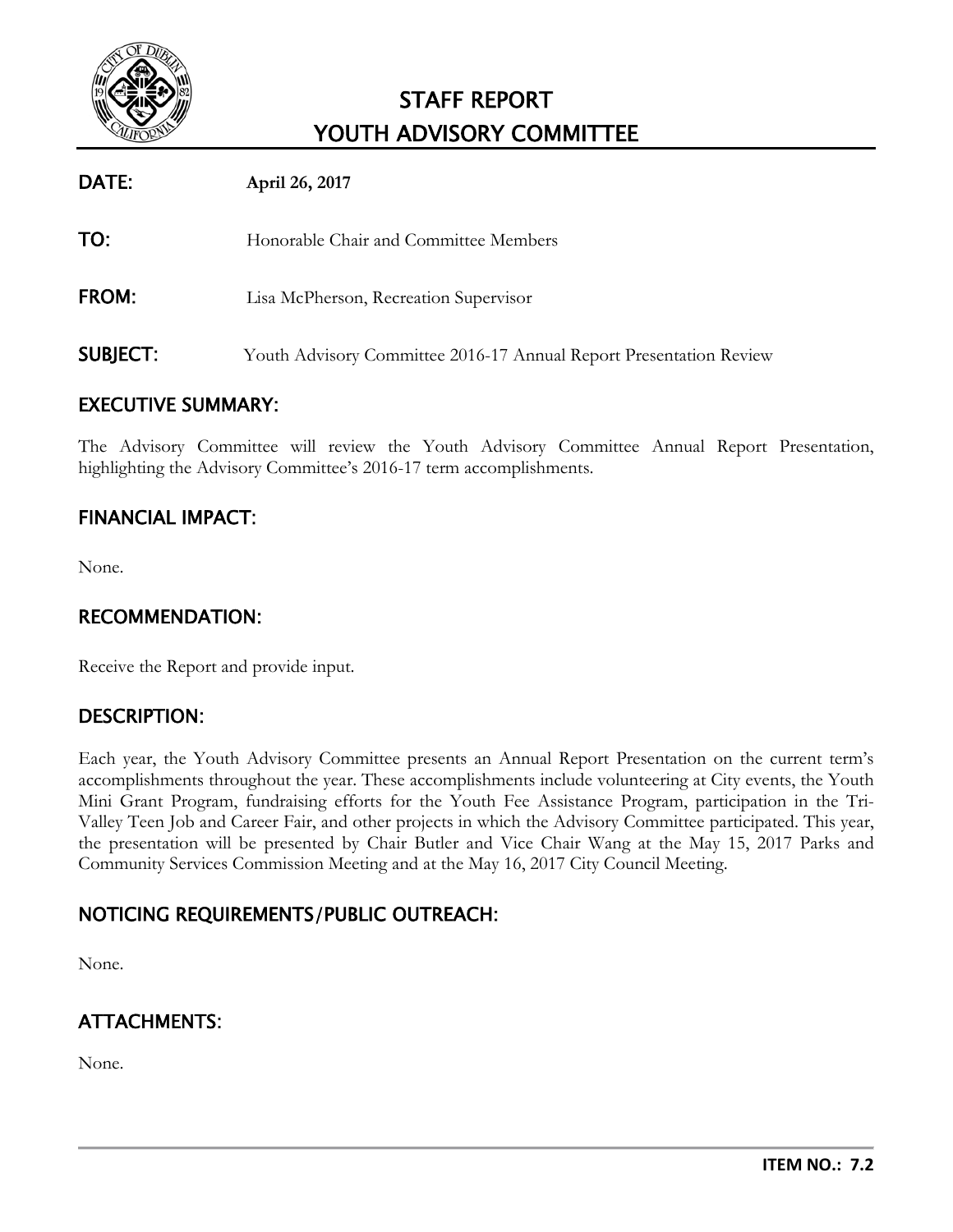# STAFF REPORT
## YOUTH ADVISORY COMMITTEE

**DATE:** **April 26, 2017**

**TO:** Honorable Chair and Committee Members

**FROM:** Lisa McPherson, Recreation Supervisor

**SUBJECT:** Youth Advisory Committee 2016-17 Annual Report Presentation Review

## EXECUTIVE SUMMARY:

The Advisory Committee will review the Youth Advisory Committee Annual Report Presentation, highlighting the Advisory Committee's 2016-17 term accomplishments.

## FINANCIAL IMPACT:

None.

## RECOMMENDATION:

Receive the Report and provide input.

## DESCRIPTION:

Each year, the Youth Advisory Committee presents an Annual Report Presentation on the current term's accomplishments throughout the year. These accomplishments include volunteering at City events, the Youth Mini Grant Program, fundraising efforts for the Youth Fee Assistance Program, participation in the Tri-Valley Teen Job and Career Fair, and other projects in which the Advisory Committee participated. This year, the presentation will be presented by Chair Butler and Vice Chair Wang at the May 15, 2017 Parks and Community Services Commission Meeting and at the May 16, 2017 City Council Meeting.

## NOTICING REQUIREMENTS/PUBLIC OUTREACH:

None.

## ATTACHMENTS:

None.

**ITEM NO.: 7.2**